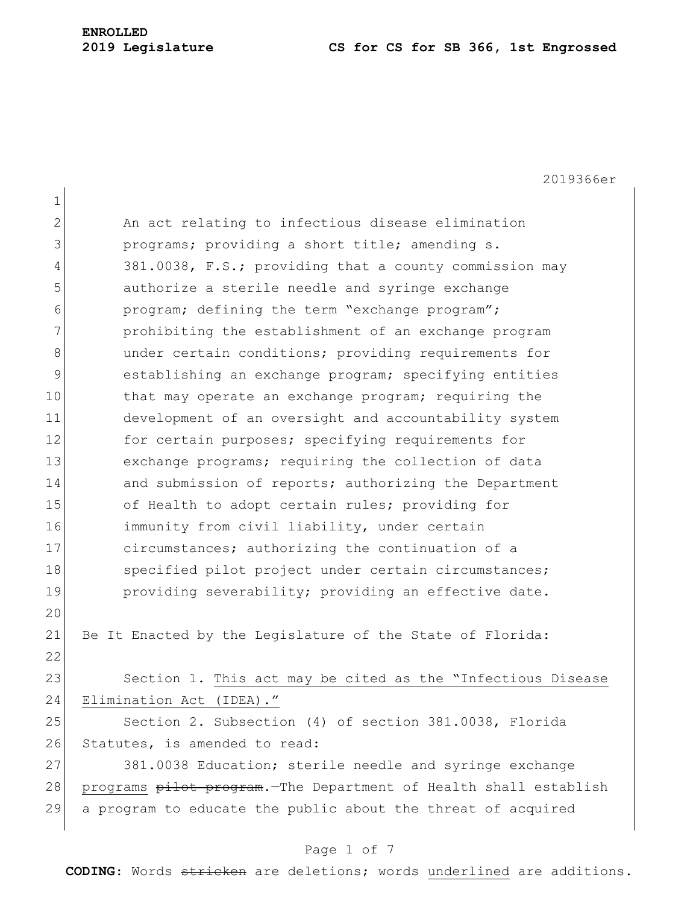**ENROLLED**
**2019 Legislature** **CS for CS for SB 366, 1st Engrossed**

2019366er

An act relating to infectious disease elimination programs; providing a short title; amending s. 381.0038, F.S.; providing that a county commission may authorize a sterile needle and syringe exchange program; defining the term "exchange program"; prohibiting the establishment of an exchange program under certain conditions; providing requirements for establishing an exchange program; specifying entities that may operate an exchange program; requiring the development of an oversight and accountability system for certain purposes; specifying requirements for exchange programs; requiring the collection of data and submission of reports; authorizing the Department of Health to adopt certain rules; providing for immunity from civil liability, under certain circumstances; authorizing the continuation of a specified pilot project under certain circumstances; providing severability; providing an effective date.

Be It Enacted by the Legislature of the State of Florida:

Section 1. <u>This act may be cited as the "Infectious Disease Elimination Act (IDEA)."</u>

Section 2. Subsection (4) of section 381.0038, Florida Statutes, is amended to read:

381.0038 Education; sterile needle and syringe exchange <u>programs</u> ~~pilot program~~.—The Department of Health shall establish a program to educate the public about the threat of acquired

**CODING:** Words ~~stricken~~ are deletions; words <u>underlined</u> are additions.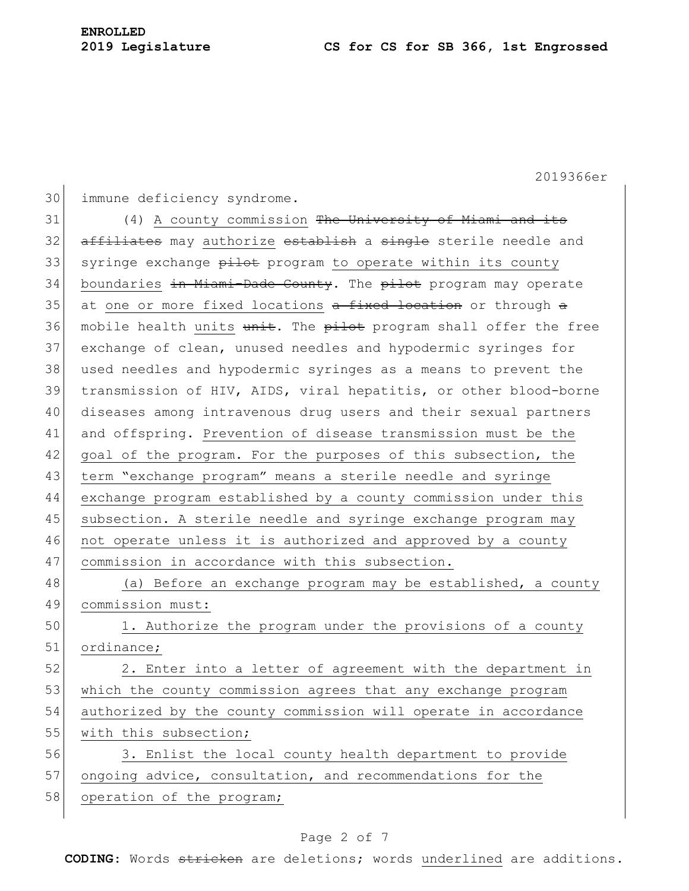immune deficiency syndrome.

(4) <u>A county commission</u> ~~The University of Miami and its affiliates~~ may <u>authorize</u> ~~establish~~ a ~~single~~ sterile needle and syringe exchange ~~pilot~~ program <u>to operate within its county boundaries</u> ~~in Miami-Dade County~~. The ~~pilot~~ program may operate at <u>one or more fixed locations</u> ~~a fixed location~~ or through ~~a~~ mobile health <u>units</u> ~~unit~~. The ~~pilot~~ program shall offer the free exchange of clean, unused needles and hypodermic syringes for used needles and hypodermic syringes as a means to prevent the transmission of HIV, AIDS, viral hepatitis, or other blood-borne diseases among intravenous drug users and their sexual partners and offspring. <u>Prevention of disease transmission must be the goal of the program. For the purposes of this subsection, the term "exchange program" means a sterile needle and syringe exchange program established by a county commission under this subsection. A sterile needle and syringe exchange program may not operate unless it is authorized and approved by a county commission in accordance with this subsection.</u>

<u>(a) Before an exchange program may be established, a county commission must:</u>

<u>1. Authorize the program under the provisions of a county ordinance;</u>

<u>2. Enter into a letter of agreement with the department in which the county commission agrees that any exchange program authorized by the county commission will operate in accordance with this subsection;</u>

<u>3. Enlist the local county health department to provide ongoing advice, consultation, and recommendations for the operation of the program;</u>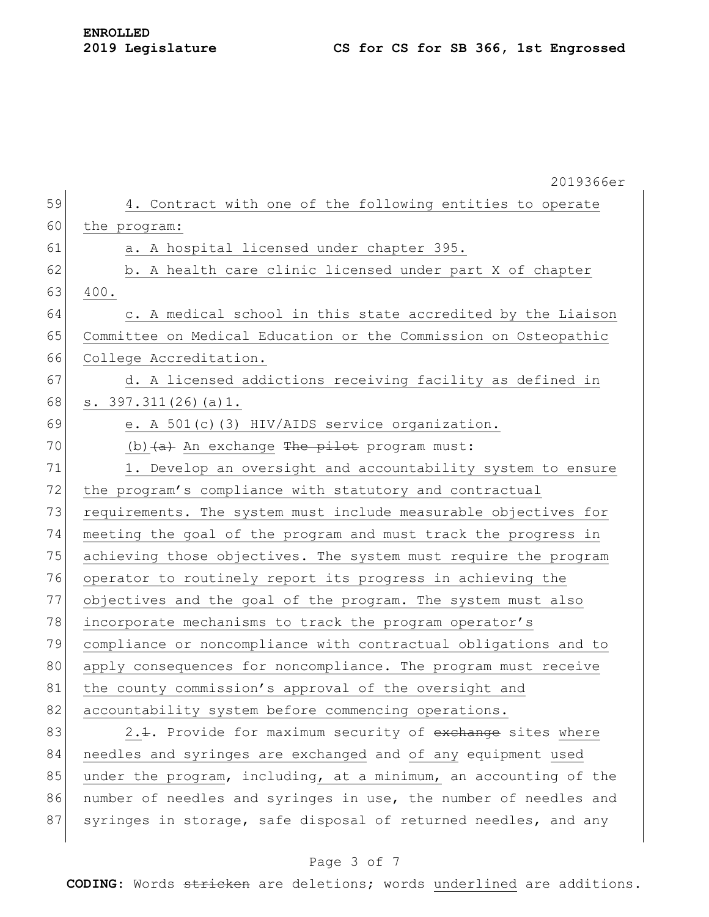4. Contract with one of the following entities to operate the program:

a. A hospital licensed under chapter 395.

b. A health care clinic licensed under part X of chapter 400.

c. A medical school in this state accredited by the Liaison Committee on Medical Education or the Commission on Osteopathic College Accreditation.

d. A licensed addictions receiving facility as defined in s. 397.311(26)(a)1.

e. A 501(c)(3) HIV/AIDS service organization.

(b) ~~(a)~~ An exchange ~~The pilot~~ program must:

1. Develop an oversight and accountability system to ensure the program's compliance with statutory and contractual requirements. The system must include measurable objectives for meeting the goal of the program and must track the progress in achieving those objectives. The system must require the program operator to routinely report its progress in achieving the objectives and the goal of the program. The system must also incorporate mechanisms to track the program operator's compliance or noncompliance with contractual obligations and to apply consequences for noncompliance. The program must receive the county commission's approval of the oversight and accountability system before commencing operations.

2.~~1.~~ Provide for maximum security of ~~exchange~~ sites where needles and syringes are exchanged and of any equipment used under the program, including, at a minimum, an accounting of the number of needles and syringes in use, the number of needles and syringes in storage, safe disposal of returned needles, and any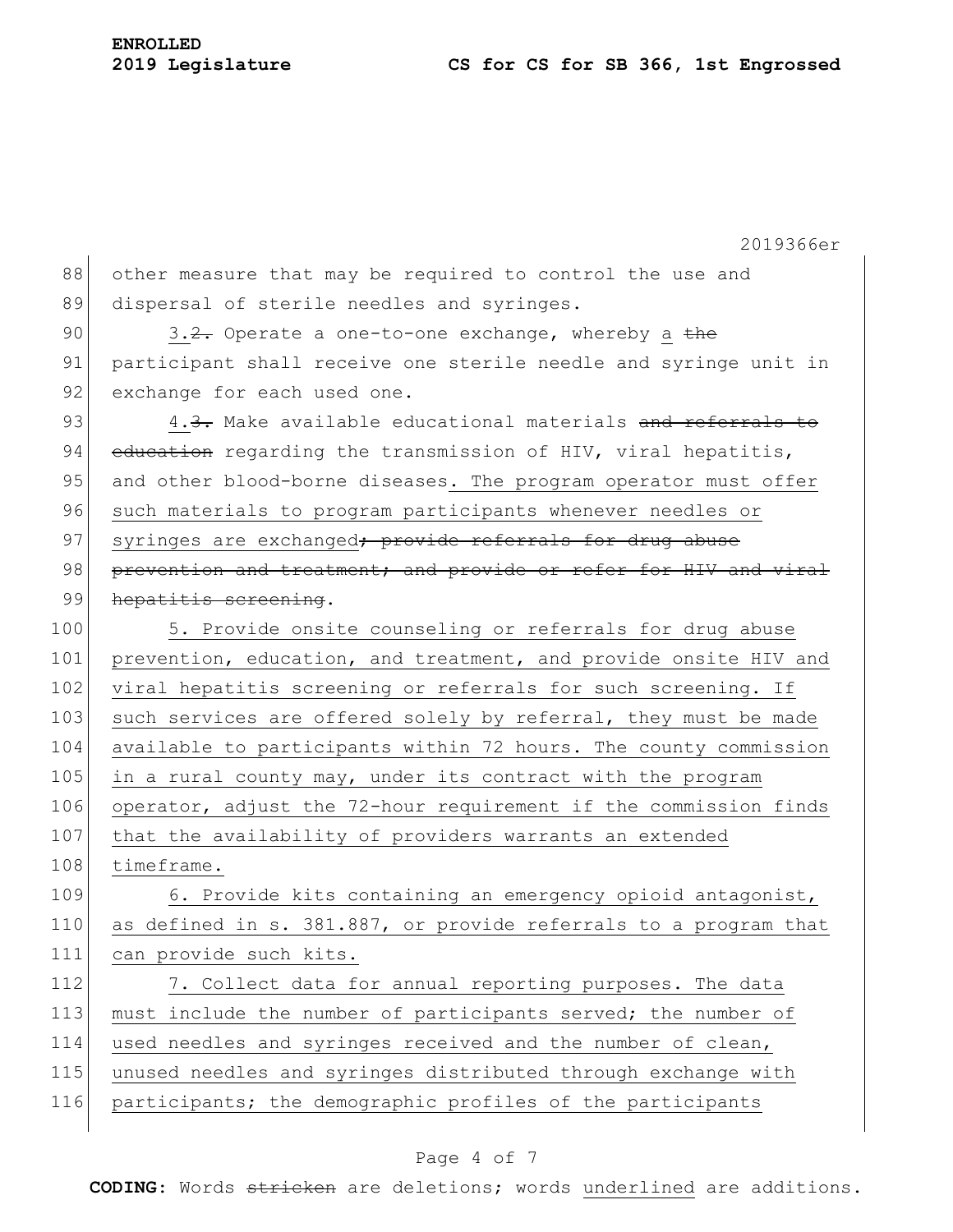other measure that may be required to control the use and dispersal of sterile needles and syringes.

3.~~2.~~ Operate a one-to-one exchange, whereby <u>a</u> ~~the~~ participant shall receive one sterile needle and syringe unit in exchange for each used one.

4.~~3.~~ Make available educational materials ~~and referrals to education~~ regarding the transmission of HIV, viral hepatitis, and other blood-borne diseases<u>. The program operator must offer such materials to program participants whenever needles or syringes are exchanged</u>~~; provide referrals for drug abuse prevention and treatment; and provide or refer for HIV and viral hepatitis screening~~.

<u>5. Provide onsite counseling or referrals for drug abuse prevention, education, and treatment, and provide onsite HIV and viral hepatitis screening or referrals for such screening. If such services are offered solely by referral, they must be made available to participants within 72 hours. The county commission in a rural county may, under its contract with the program operator, adjust the 72-hour requirement if the commission finds that the availability of providers warrants an extended timeframe.</u>

<u>6. Provide kits containing an emergency opioid antagonist, as defined in s. 381.887, or provide referrals to a program that can provide such kits.</u>

<u>7. Collect data for annual reporting purposes. The data must include the number of participants served; the number of used needles and syringes received and the number of clean, unused needles and syringes distributed through exchange with participants; the demographic profiles of the participants</u>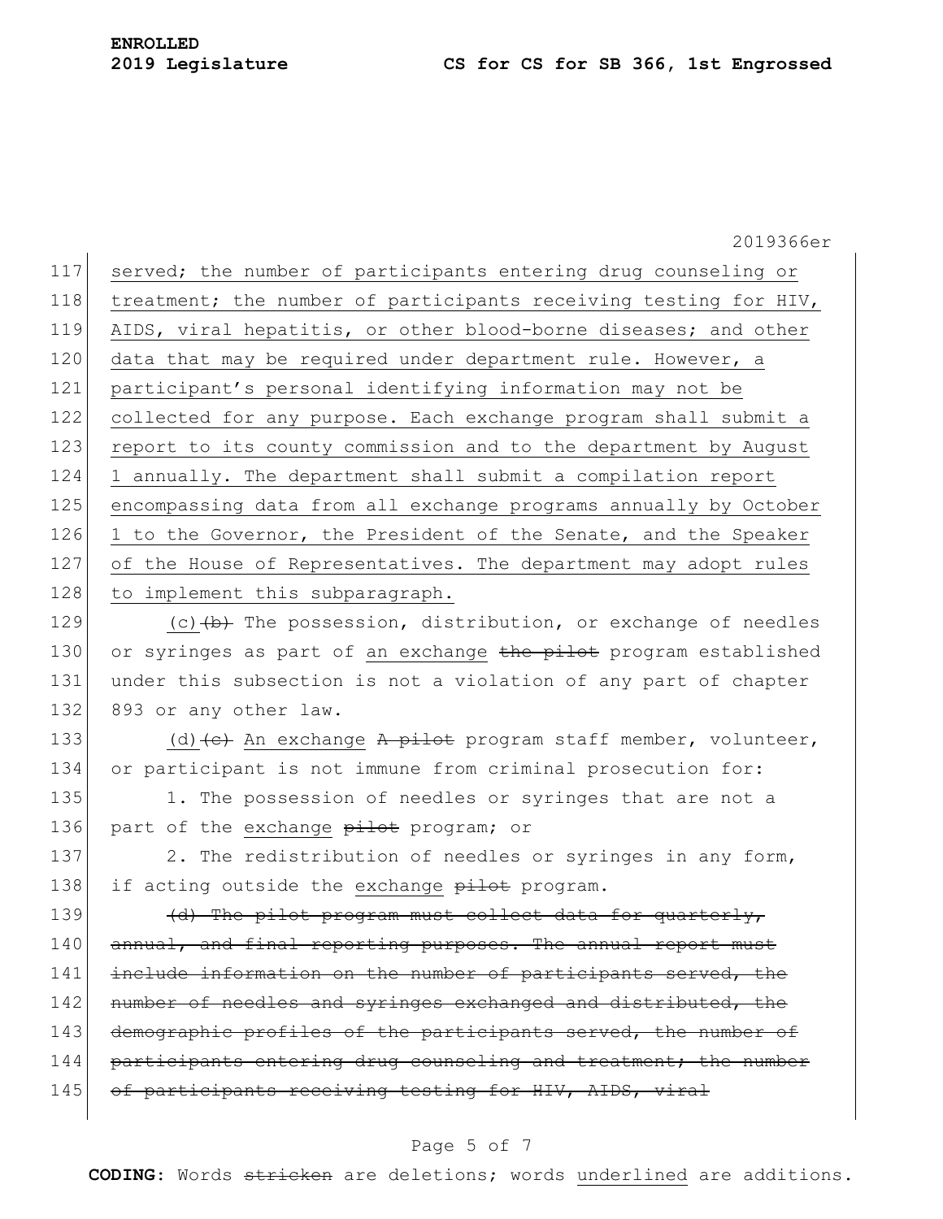served; the number of participants entering drug counseling or treatment; the number of participants receiving testing for HIV, AIDS, viral hepatitis, or other blood-borne diseases; and other data that may be required under department rule. However, a participant's personal identifying information may not be collected for any purpose. Each exchange program shall submit a report to its county commission and to the department by August 1 annually. The department shall submit a compilation report encompassing data from all exchange programs annually by October 1 to the Governor, the President of the Senate, and the Speaker of the House of Representatives. The department may adopt rules to implement this subparagraph.

(c) ~~(b)~~ The possession, distribution, or exchange of needles or syringes as part of an exchange ~~the pilot~~ program established under this subsection is not a violation of any part of chapter 893 or any other law.

(d) ~~(c)~~ An exchange ~~A pilot~~ program staff member, volunteer, or participant is not immune from criminal prosecution for:

1. The possession of needles or syringes that are not a part of the exchange ~~pilot~~ program; or

2. The redistribution of needles or syringes in any form, if acting outside the exchange ~~pilot~~ program.

~~(d) The pilot program must collect data for quarterly, annual, and final reporting purposes. The annual report must include information on the number of participants served, the number of needles and syringes exchanged and distributed, the demographic profiles of the participants served, the number of participants entering drug counseling and treatment; the number of participants receiving testing for HIV, AIDS, viral~~

**CODING:** Words ~~stricken~~ are deletions; words underlined are additions.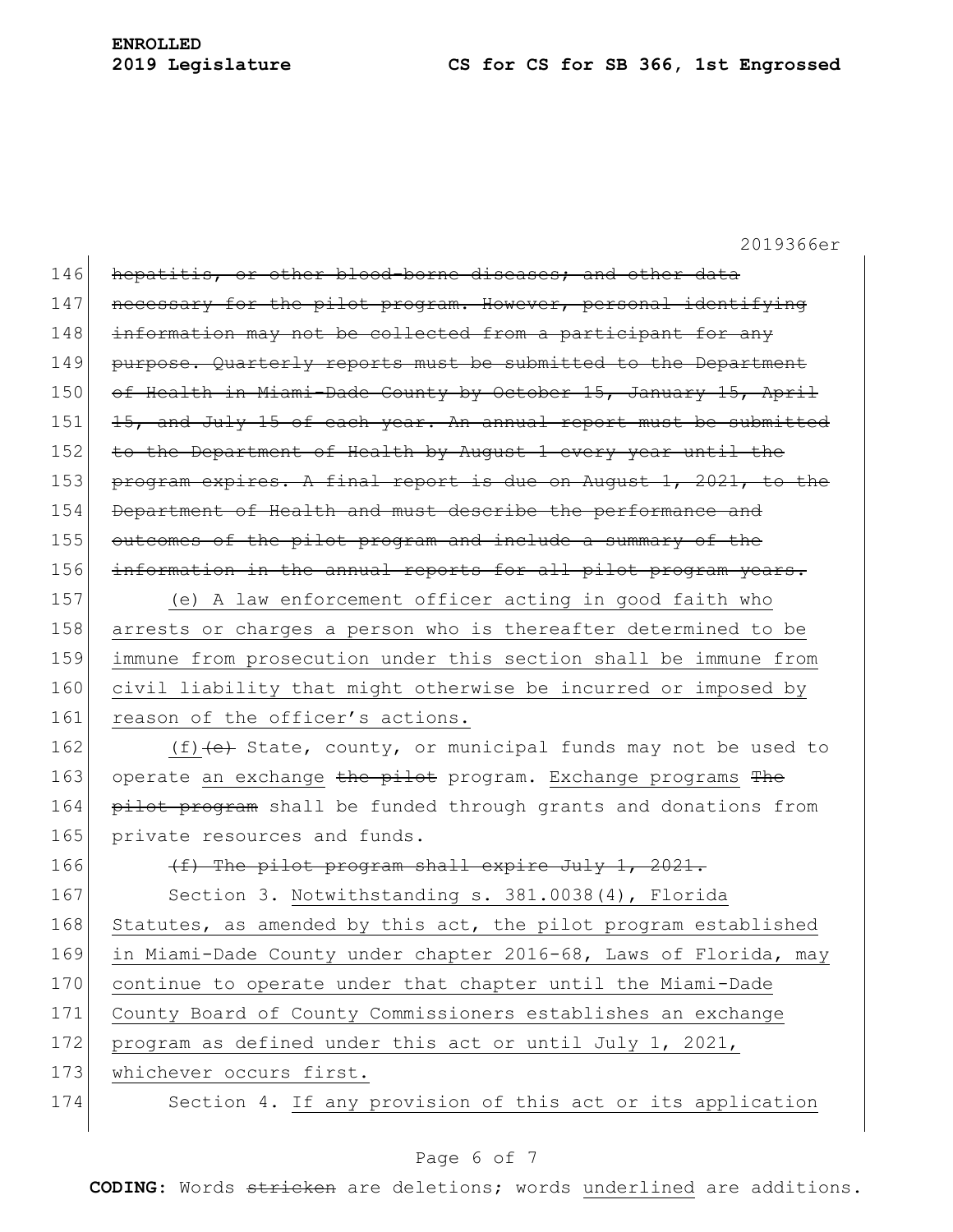~~hepatitis, or other blood-borne diseases; and other data necessary for the pilot program. However, personal identifying information may not be collected from a participant for any purpose. Quarterly reports must be submitted to the Department of Health in Miami-Dade County by October 15, January 15, April 15, and July 15 of each year. An annual report must be submitted to the Department of Health by August 1 every year until the program expires. A final report is due on August 1, 2021, to the Department of Health and must describe the performance and outcomes of the pilot program and include a summary of the information in the annual reports for all pilot program years.~~

<u>(e) A law enforcement officer acting in good faith who arrests or charges a person who is thereafter determined to be immune from prosecution under this section shall be immune from civil liability that might otherwise be incurred or imposed by reason of the officer's actions.</u>

<u>(f)</u>~~(e)~~ State, county, or municipal funds may not be used to operate <u>an exchange</u> ~~the pilot~~ program. <u>Exchange programs</u> ~~The pilot program~~ shall be funded through grants and donations from private resources and funds.

~~(f) The pilot program shall expire July 1, 2021.~~

Section 3. <u>Notwithstanding s. 381.0038(4), Florida Statutes, as amended by this act, the pilot program established in Miami-Dade County under chapter 2016-68, Laws of Florida, may continue to operate under that chapter until the Miami-Dade County Board of County Commissioners establishes an exchange program as defined under this act or until July 1, 2021, whichever occurs first.</u>

Section 4. <u>If any provision of this act or its application</u>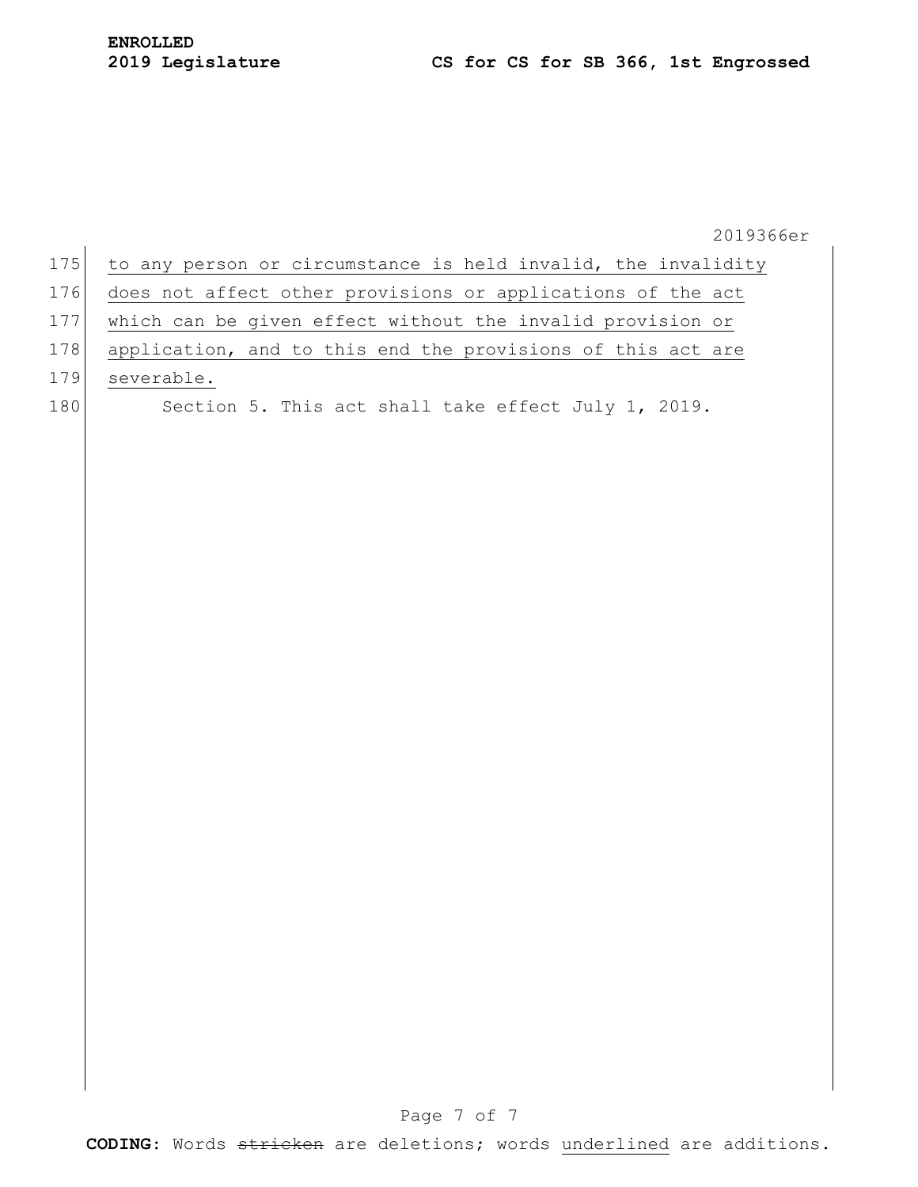to any person or circumstance is held invalid, the invalidity does not affect other provisions or applications of the act which can be given effect without the invalid provision or application, and to this end the provisions of this act are severable.

Section 5. This act shall take effect July 1, 2019.